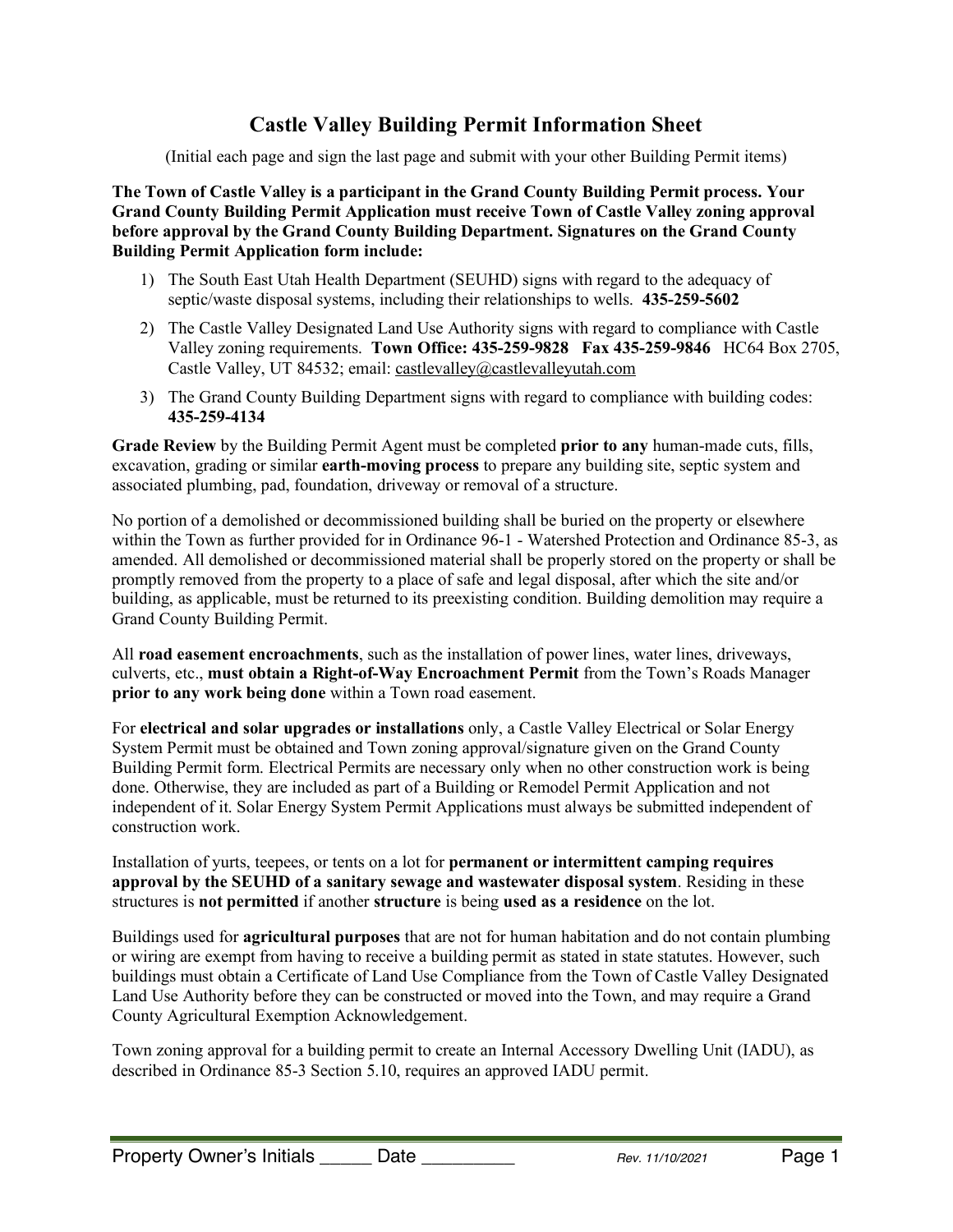# Castle Valley Building Permit Information Sheet

(Initial each page and sign the last page and submit with your other Building Permit items)

**The Town of Castle Valley is a participant in the Grand County Building Permit process. Your Grand County Building Permit Application must receive Town of Castle Valley zoning approval before approval by the Grand County Building Department. Signatures on the Grand County Building Permit Application form include:**

1) The South East Utah Health Department (SEUHD) signs with regard to the adequacy of septic/waste disposal systems, including their relationships to wells. **435-259-5602**
2) The Castle Valley Designated Land Use Authority signs with regard to compliance with Castle Valley zoning requirements. **Town Office: 435-259-9828 Fax 435-259-9846** HC64 Box 2705, Castle Valley, UT 84532; email: castlevalley@castlevalleyutah.com
3) The Grand County Building Department signs with regard to compliance with building codes: **435-259-4134**

**Grade Review** by the Building Permit Agent must be completed **prior to any** human-made cuts, fills, excavation, grading or similar **earth-moving process** to prepare any building site, septic system and associated plumbing, pad, foundation, driveway or removal of a structure.

No portion of a demolished or decommissioned building shall be buried on the property or elsewhere within the Town as further provided for in Ordinance 96-1 - Watershed Protection and Ordinance 85-3, as amended. All demolished or decommissioned material shall be properly stored on the property or shall be promptly removed from the property to a place of safe and legal disposal, after which the site and/or building, as applicable, must be returned to its preexisting condition. Building demolition may require a Grand County Building Permit.

All **road easement encroachments**, such as the installation of power lines, water lines, driveways, culverts, etc., **must obtain a Right-of-Way Encroachment Permit** from the Town's Roads Manager **prior to any work being done** within a Town road easement.

For **electrical and solar upgrades or installations** only, a Castle Valley Electrical or Solar Energy System Permit must be obtained and Town zoning approval/signature given on the Grand County Building Permit form. Electrical Permits are necessary only when no other construction work is being done. Otherwise, they are included as part of a Building or Remodel Permit Application and not independent of it. Solar Energy System Permit Applications must always be submitted independent of construction work.

Installation of yurts, teepees, or tents on a lot for **permanent or intermittent camping requires approval by the SEUHD of a sanitary sewage and wastewater disposal system**. Residing in these structures is **not permitted** if another **structure** is being **used as a residence** on the lot.

Buildings used for **agricultural purposes** that are not for human habitation and do not contain plumbing or wiring are exempt from having to receive a building permit as stated in state statutes. However, such buildings must obtain a Certificate of Land Use Compliance from the Town of Castle Valley Designated Land Use Authority before they can be constructed or moved into the Town, and may require a Grand County Agricultural Exemption Acknowledgement.

Town zoning approval for a building permit to create an Internal Accessory Dwelling Unit (IADU), as described in Ordinance 85-3 Section 5.10, requires an approved IADU permit.

Property Owner's Initials _____ Date _________ *Rev. 11/10/2021*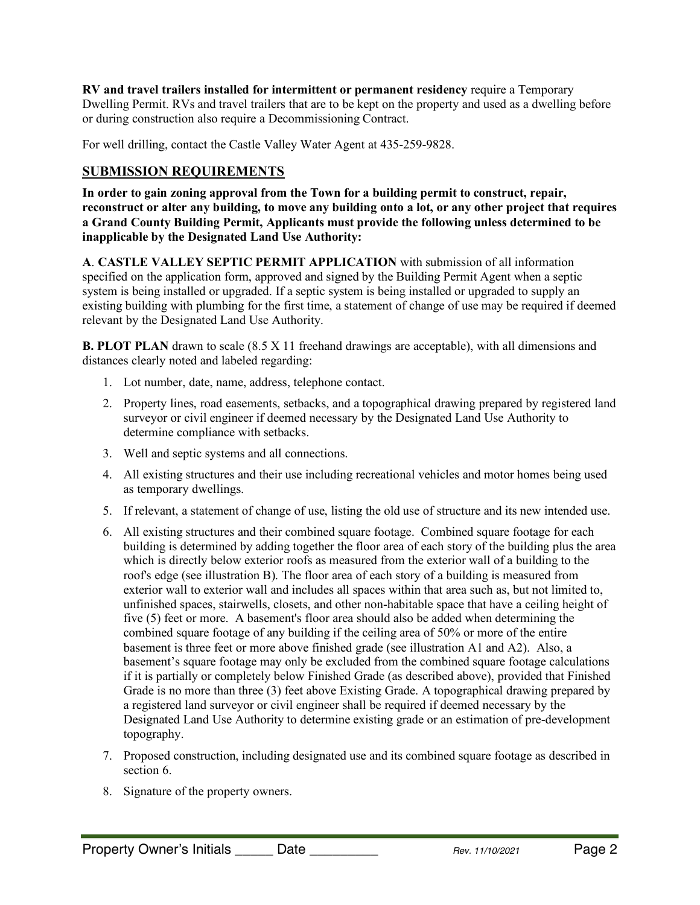**RV and travel trailers installed for intermittent or permanent residency** require a Temporary Dwelling Permit. RVs and travel trailers that are to be kept on the property and used as a dwelling before or during construction also require a Decommissioning Contract.

For well drilling, contact the Castle Valley Water Agent at 435-259-9828.

## SUBMISSION REQUIREMENTS

**In order to gain zoning approval from the Town for a building permit to construct, repair, reconstruct or alter any building, to move any building onto a lot, or any other project that requires a Grand County Building Permit, Applicants must provide the following unless determined to be inapplicable by the Designated Land Use Authority:**

**A**. **CASTLE VALLEY SEPTIC PERMIT APPLICATION** with submission of all information specified on the application form, approved and signed by the Building Permit Agent when a septic system is being installed or upgraded. If a septic system is being installed or upgraded to supply an existing building with plumbing for the first time, a statement of change of use may be required if deemed relevant by the Designated Land Use Authority.

**B. PLOT PLAN** drawn to scale (8.5 X 11 freehand drawings are acceptable), with all dimensions and distances clearly noted and labeled regarding:

1. Lot number, date, name, address, telephone contact.
2. Property lines, road easements, setbacks, and a topographical drawing prepared by registered land surveyor or civil engineer if deemed necessary by the Designated Land Use Authority to determine compliance with setbacks.
3. Well and septic systems and all connections.
4. All existing structures and their use including recreational vehicles and motor homes being used as temporary dwellings.
5. If relevant, a statement of change of use, listing the old use of structure and its new intended use.
6. All existing structures and their combined square footage. Combined square footage for each building is determined by adding together the floor area of each story of the building plus the area which is directly below exterior roofs as measured from the exterior wall of a building to the roof's edge (see illustration B). The floor area of each story of a building is measured from exterior wall to exterior wall and includes all spaces within that area such as, but not limited to, unfinished spaces, stairwells, closets, and other non-habitable space that have a ceiling height of five (5) feet or more. A basement's floor area should also be added when determining the combined square footage of any building if the ceiling area of 50% or more of the entire basement is three feet or more above finished grade (see illustration A1 and A2). Also, a basement's square footage may only be excluded from the combined square footage calculations if it is partially or completely below Finished Grade (as described above), provided that Finished Grade is no more than three (3) feet above Existing Grade. A topographical drawing prepared by a registered land surveyor or civil engineer shall be required if deemed necessary by the Designated Land Use Authority to determine existing grade or an estimation of pre-development topography.
7. Proposed construction, including designated use and its combined square footage as described in section 6.
8. Signature of the property owners.

Property Owner's Initials _____ Date _________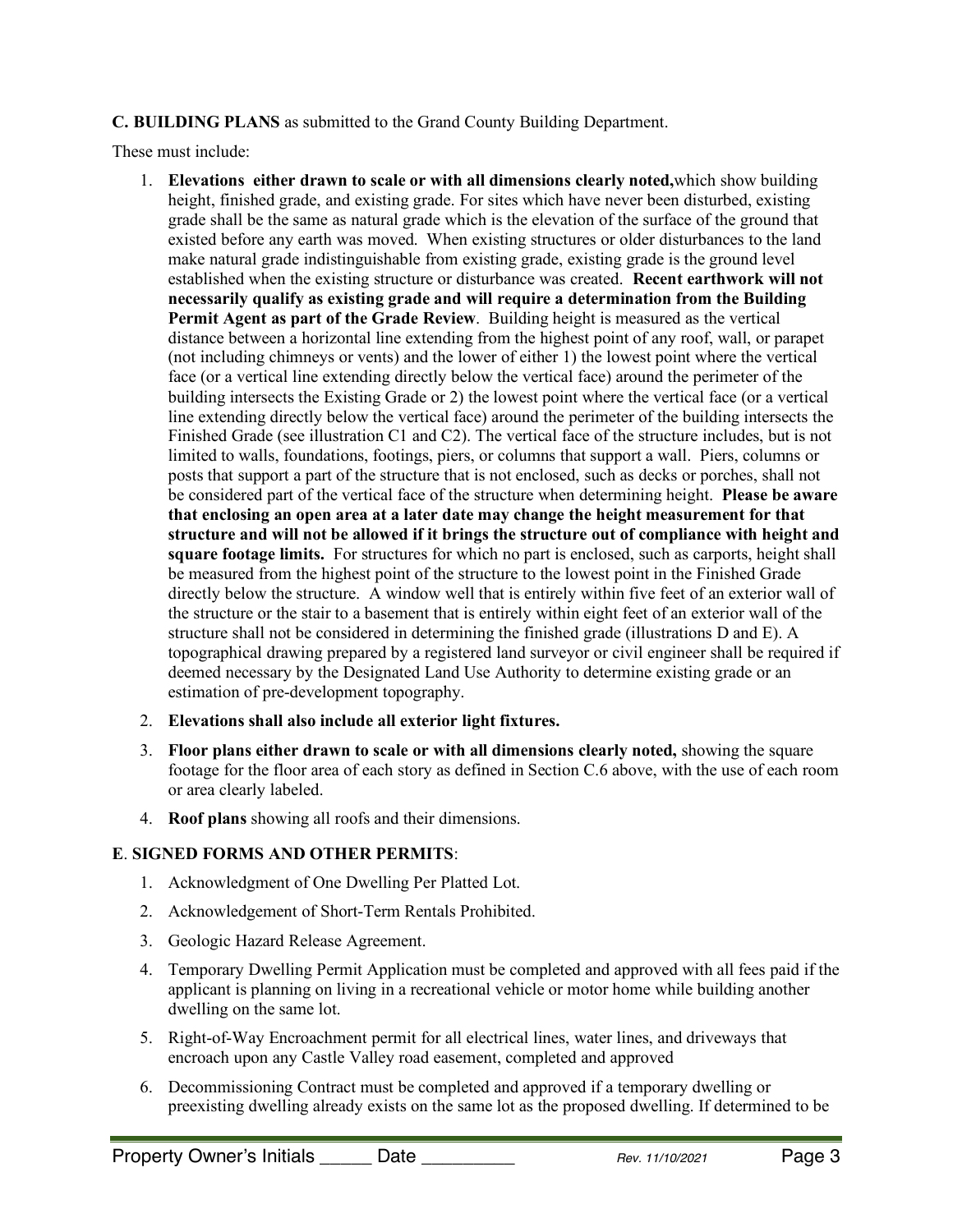**C. BUILDING PLANS** as submitted to the Grand County Building Department.

These must include:

1. **Elevations either drawn to scale or with all dimensions clearly noted,** which show building height, finished grade, and existing grade. For sites which have never been disturbed, existing grade shall be the same as natural grade which is the elevation of the surface of the ground that existed before any earth was moved. When existing structures or older disturbances to the land make natural grade indistinguishable from existing grade, existing grade is the ground level established when the existing structure or disturbance was created. **Recent earthwork will not necessarily qualify as existing grade and will require a determination from the Building Permit Agent as part of the Grade Review**. Building height is measured as the vertical distance between a horizontal line extending from the highest point of any roof, wall, or parapet (not including chimneys or vents) and the lower of either 1) the lowest point where the vertical face (or a vertical line extending directly below the vertical face) around the perimeter of the building intersects the Existing Grade or 2) the lowest point where the vertical face (or a vertical line extending directly below the vertical face) around the perimeter of the building intersects the Finished Grade (see illustration C1 and C2). The vertical face of the structure includes, but is not limited to walls, foundations, footings, piers, or columns that support a wall. Piers, columns or posts that support a part of the structure that is not enclosed, such as decks or porches, shall not be considered part of the vertical face of the structure when determining height. **Please be aware that enclosing an open area at a later date may change the height measurement for that structure and will not be allowed if it brings the structure out of compliance with height and square footage limits.** For structures for which no part is enclosed, such as carports, height shall be measured from the highest point of the structure to the lowest point in the Finished Grade directly below the structure. A window well that is entirely within five feet of an exterior wall of the structure or the stair to a basement that is entirely within eight feet of an exterior wall of the structure shall not be considered in determining the finished grade (illustrations D and E). A topographical drawing prepared by a registered land surveyor or civil engineer shall be required if deemed necessary by the Designated Land Use Authority to determine existing grade or an estimation of pre-development topography.
2. **Elevations shall also include all exterior light fixtures.**
3. **Floor plans either drawn to scale or with all dimensions clearly noted,** showing the square footage for the floor area of each story as defined in Section C.6 above, with the use of each room or area clearly labeled.
4. **Roof plans** showing all roofs and their dimensions.

**E**. **SIGNED FORMS AND OTHER PERMITS**:

1. Acknowledgment of One Dwelling Per Platted Lot.
2. Acknowledgement of Short-Term Rentals Prohibited.
3. Geologic Hazard Release Agreement.
4. Temporary Dwelling Permit Application must be completed and approved with all fees paid if the applicant is planning on living in a recreational vehicle or motor home while building another dwelling on the same lot.
5. Right-of-Way Encroachment permit for all electrical lines, water lines, and driveways that encroach upon any Castle Valley road easement, completed and approved
6. Decommissioning Contract must be completed and approved if a temporary dwelling or preexisting dwelling already exists on the same lot as the proposed dwelling. If determined to be

Property Owner's Initials _____ Date _________ *Rev. 11/10/2021*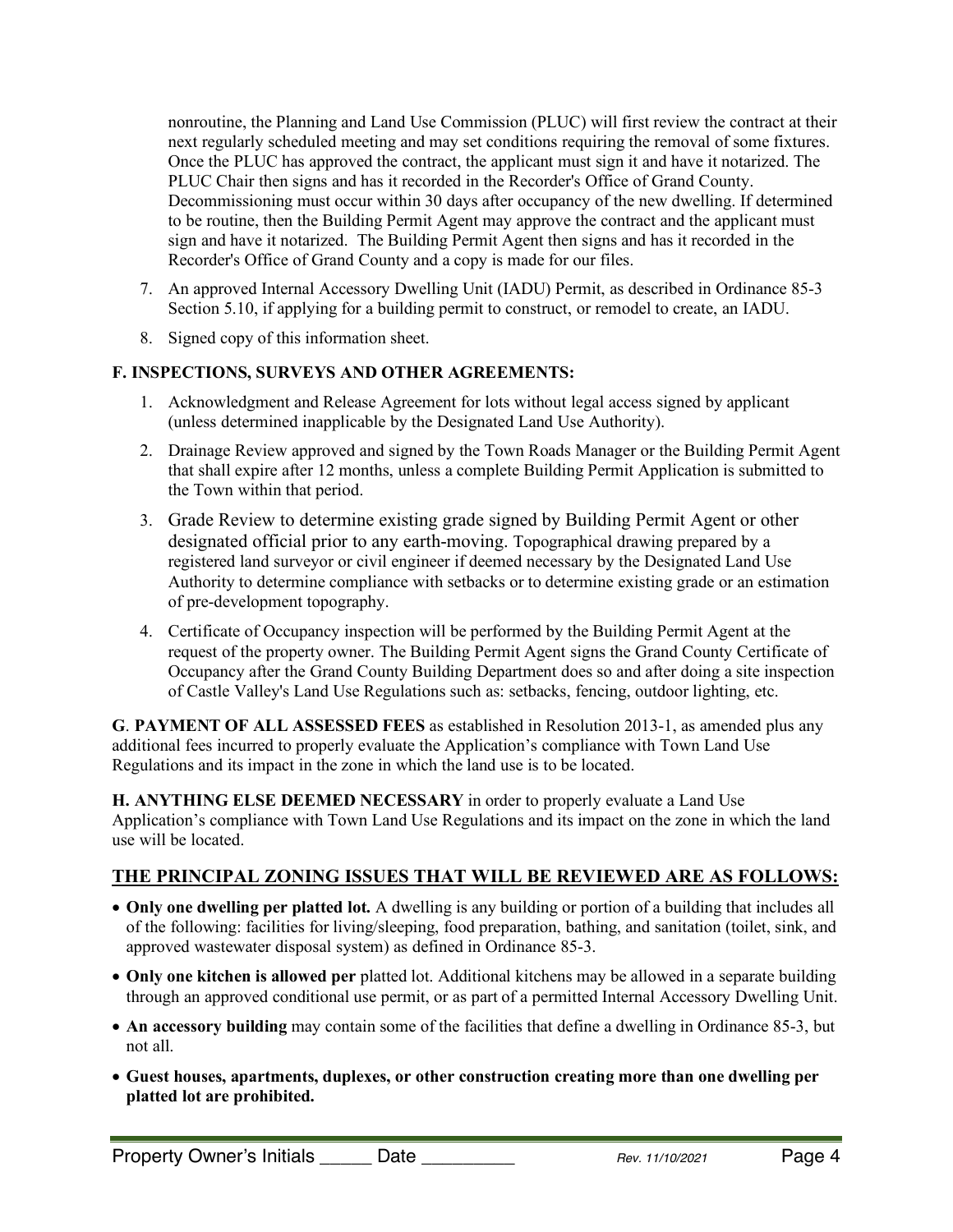nonroutine, the Planning and Land Use Commission (PLUC) will first review the contract at their next regularly scheduled meeting and may set conditions requiring the removal of some fixtures. Once the PLUC has approved the contract, the applicant must sign it and have it notarized. The PLUC Chair then signs and has it recorded in the Recorder's Office of Grand County. Decommissioning must occur within 30 days after occupancy of the new dwelling. If determined to be routine, then the Building Permit Agent may approve the contract and the applicant must sign and have it notarized. The Building Permit Agent then signs and has it recorded in the Recorder's Office of Grand County and a copy is made for our files.

7. An approved Internal Accessory Dwelling Unit (IADU) Permit, as described in Ordinance 85-3 Section 5.10, if applying for a building permit to construct, or remodel to create, an IADU.
8. Signed copy of this information sheet.

**F. INSPECTIONS, SURVEYS AND OTHER AGREEMENTS:**

1. Acknowledgment and Release Agreement for lots without legal access signed by applicant (unless determined inapplicable by the Designated Land Use Authority).
2. Drainage Review approved and signed by the Town Roads Manager or the Building Permit Agent that shall expire after 12 months, unless a complete Building Permit Application is submitted to the Town within that period.
3. Grade Review to determine existing grade signed by Building Permit Agent or other designated official prior to any earth-moving. Topographical drawing prepared by a registered land surveyor or civil engineer if deemed necessary by the Designated Land Use Authority to determine compliance with setbacks or to determine existing grade or an estimation of pre-development topography.
4. Certificate of Occupancy inspection will be performed by the Building Permit Agent at the request of the property owner. The Building Permit Agent signs the Grand County Certificate of Occupancy after the Grand County Building Department does so and after doing a site inspection of Castle Valley's Land Use Regulations such as: setbacks, fencing, outdoor lighting, etc.

**G**. **PAYMENT OF ALL ASSESSED FEES** as established in Resolution 2013-1, as amended plus any additional fees incurred to properly evaluate the Application's compliance with Town Land Use Regulations and its impact in the zone in which the land use is to be located.

**H. ANYTHING ELSE DEEMED NECESSARY** in order to properly evaluate a Land Use Application's compliance with Town Land Use Regulations and its impact on the zone in which the land use will be located.

## THE PRINCIPAL ZONING ISSUES THAT WILL BE REVIEWED ARE AS FOLLOWS:

- **Only one dwelling per platted lot.** A dwelling is any building or portion of a building that includes all of the following: facilities for living/sleeping, food preparation, bathing, and sanitation (toilet, sink, and approved wastewater disposal system) as defined in Ordinance 85-3.
- **Only one kitchen is allowed per** platted lot. Additional kitchens may be allowed in a separate building through an approved conditional use permit, or as part of a permitted Internal Accessory Dwelling Unit.
- **An accessory building** may contain some of the facilities that define a dwelling in Ordinance 85-3, but not all.
- **Guest houses, apartments, duplexes, or other construction creating more than one dwelling per platted lot are prohibited.**

Property Owner's Initials _____ Date _________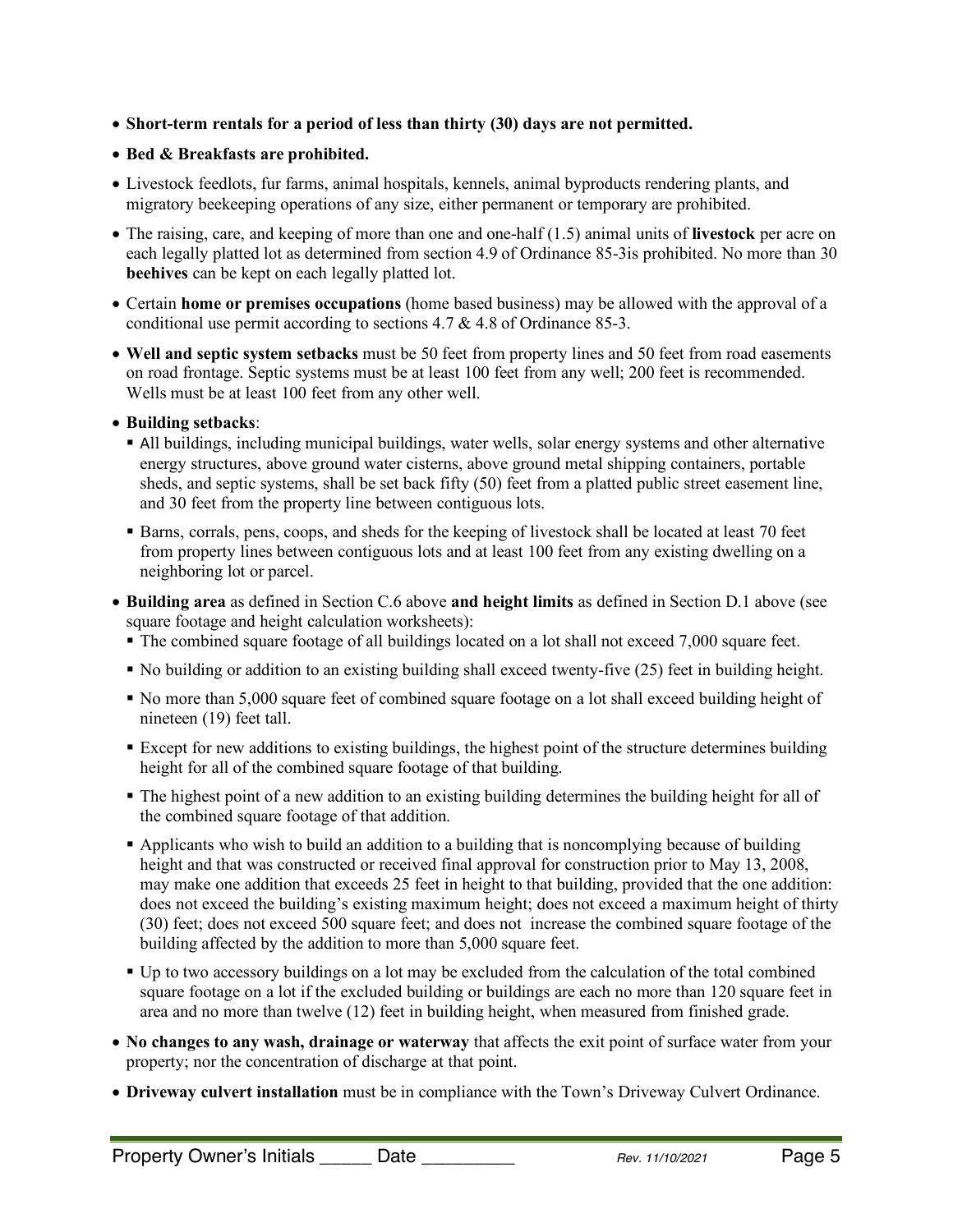- **Short-term rentals for a period of less than thirty (30) days are not permitted.**
- **Bed & Breakfasts are prohibited.**
- Livestock feedlots, fur farms, animal hospitals, kennels, animal byproducts rendering plants, and migratory beekeeping operations of any size, either permanent or temporary are prohibited.
- The raising, care, and keeping of more than one and one-half (1.5) animal units of **livestock** per acre on each legally platted lot as determined from section 4.9 of Ordinance 85-3is prohibited. No more than 30 **beehives** can be kept on each legally platted lot.
- Certain **home or premises occupations** (home based business) may be allowed with the approval of a conditional use permit according to sections 4.7 & 4.8 of Ordinance 85-3.
- **Well and septic system setbacks** must be 50 feet from property lines and 50 feet from road easements on road frontage. Septic systems must be at least 100 feet from any well; 200 feet is recommended. Wells must be at least 100 feet from any other well.
- **Building setbacks**:
  - All buildings, including municipal buildings, water wells, solar energy systems and other alternative energy structures, above ground water cisterns, above ground metal shipping containers, portable sheds, and septic systems, shall be set back fifty (50) feet from a platted public street easement line, and 30 feet from the property line between contiguous lots.
  - Barns, corrals, pens, coops, and sheds for the keeping of livestock shall be located at least 70 feet from property lines between contiguous lots and at least 100 feet from any existing dwelling on a neighboring lot or parcel.
- **Building area** as defined in Section C.6 above **and height limits** as defined in Section D.1 above (see square footage and height calculation worksheets):
  - The combined square footage of all buildings located on a lot shall not exceed 7,000 square feet.
  - No building or addition to an existing building shall exceed twenty-five (25) feet in building height.
  - No more than 5,000 square feet of combined square footage on a lot shall exceed building height of nineteen (19) feet tall.
  - Except for new additions to existing buildings, the highest point of the structure determines building height for all of the combined square footage of that building.
  - The highest point of a new addition to an existing building determines the building height for all of the combined square footage of that addition.
  - Applicants who wish to build an addition to a building that is noncomplying because of building height and that was constructed or received final approval for construction prior to May 13, 2008, may make one addition that exceeds 25 feet in height to that building, provided that the one addition: does not exceed the building's existing maximum height; does not exceed a maximum height of thirty (30) feet; does not exceed 500 square feet; and does not increase the combined square footage of the building affected by the addition to more than 5,000 square feet.
  - Up to two accessory buildings on a lot may be excluded from the calculation of the total combined square footage on a lot if the excluded building or buildings are each no more than 120 square feet in area and no more than twelve (12) feet in building height, when measured from finished grade.
- **No changes to any wash, drainage or waterway** that affects the exit point of surface water from your property; nor the concentration of discharge at that point.
- **Driveway culvert installation** must be in compliance with the Town's Driveway Culvert Ordinance.

Property Owner's Initials _____ Date _________ *Rev. 11/10/2021*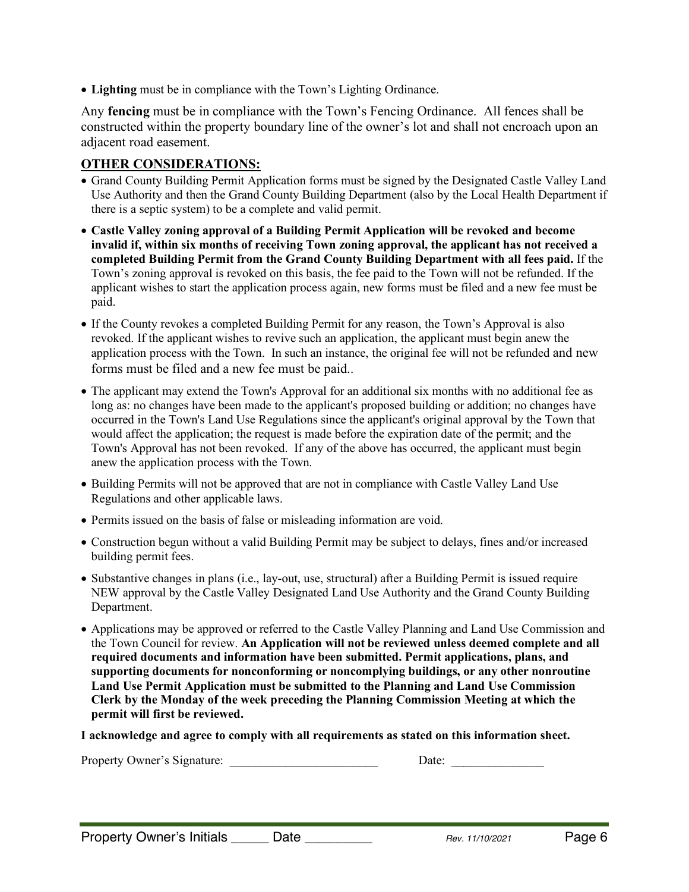- **Lighting** must be in compliance with the Town's Lighting Ordinance.

Any **fencing** must be in compliance with the Town's Fencing Ordinance. All fences shall be constructed within the property boundary line of the owner's lot and shall not encroach upon an adjacent road easement.

## OTHER CONSIDERATIONS:

- Grand County Building Permit Application forms must be signed by the Designated Castle Valley Land Use Authority and then the Grand County Building Department (also by the Local Health Department if there is a septic system) to be a complete and valid permit.
- **Castle Valley zoning approval of a Building Permit Application will be revoked and become invalid if, within six months of receiving Town zoning approval, the applicant has not received a completed Building Permit from the Grand County Building Department with all fees paid.** If the Town's zoning approval is revoked on this basis, the fee paid to the Town will not be refunded. If the applicant wishes to start the application process again, new forms must be filed and a new fee must be paid.
- If the County revokes a completed Building Permit for any reason, the Town's Approval is also revoked. If the applicant wishes to revive such an application, the applicant must begin anew the application process with the Town. In such an instance, the original fee will not be refunded and new forms must be filed and a new fee must be paid..
- The applicant may extend the Town's Approval for an additional six months with no additional fee as long as: no changes have been made to the applicant's proposed building or addition; no changes have occurred in the Town's Land Use Regulations since the applicant's original approval by the Town that would affect the application; the request is made before the expiration date of the permit; and the Town's Approval has not been revoked. If any of the above has occurred, the applicant must begin anew the application process with the Town.
- Building Permits will not be approved that are not in compliance with Castle Valley Land Use Regulations and other applicable laws.
- Permits issued on the basis of false or misleading information are void.
- Construction begun without a valid Building Permit may be subject to delays, fines and/or increased building permit fees.
- Substantive changes in plans (i.e., lay-out, use, structural) after a Building Permit is issued require NEW approval by the Castle Valley Designated Land Use Authority and the Grand County Building Department.
- Applications may be approved or referred to the Castle Valley Planning and Land Use Commission and the Town Council for review. **An Application will not be reviewed unless deemed complete and all required documents and information have been submitted. Permit applications, plans, and supporting documents for nonconforming or noncomplying buildings, or any other nonroutine Land Use Permit Application must be submitted to the Planning and Land Use Commission Clerk by the Monday of the week preceding the Planning Commission Meeting at which the permit will first be reviewed.**

**I acknowledge and agree to comply with all requirements as stated on this information sheet.**

Property Owner's Signature: ________________________ Date: ______________

Property Owner's Initials _____ Date _________ *Rev. 11/10/2021*